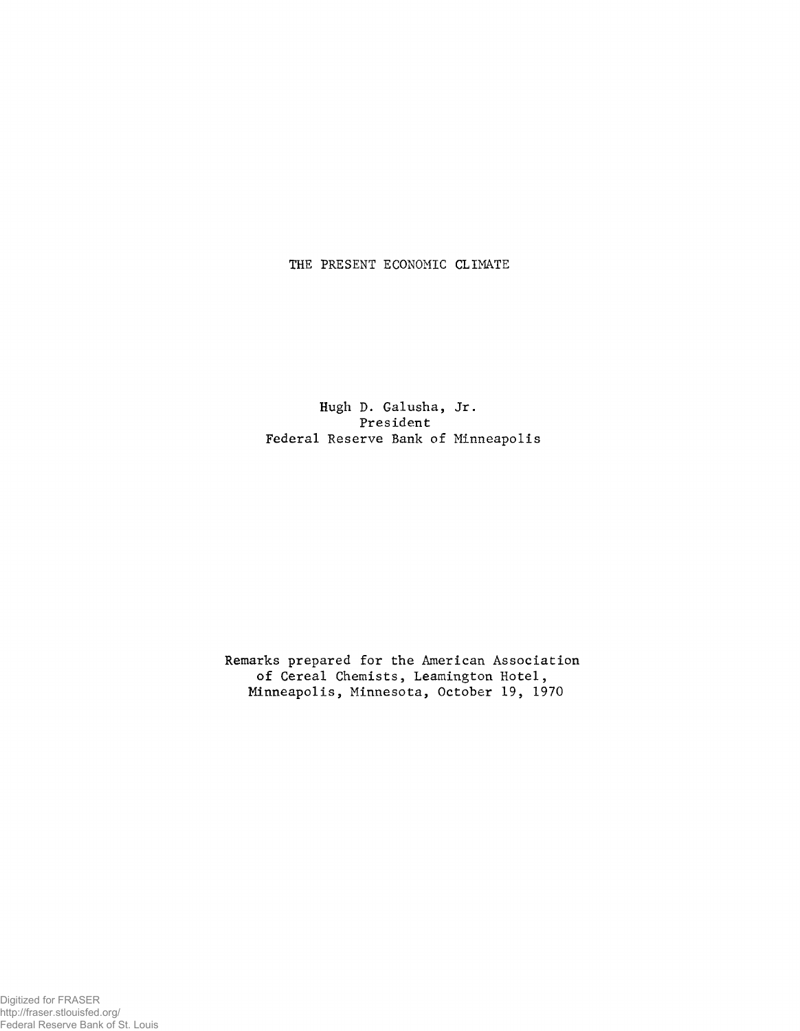# THE PRESENT ECONOMIC CLIMATE

Hugh D. Galusha, Jr.
President
Federal Reserve Bank of Minneapolis

Remarks prepared for the American Association of Cereal Chemists, Leamington Hotel, Minneapolis, Minnesota, October 19, 1970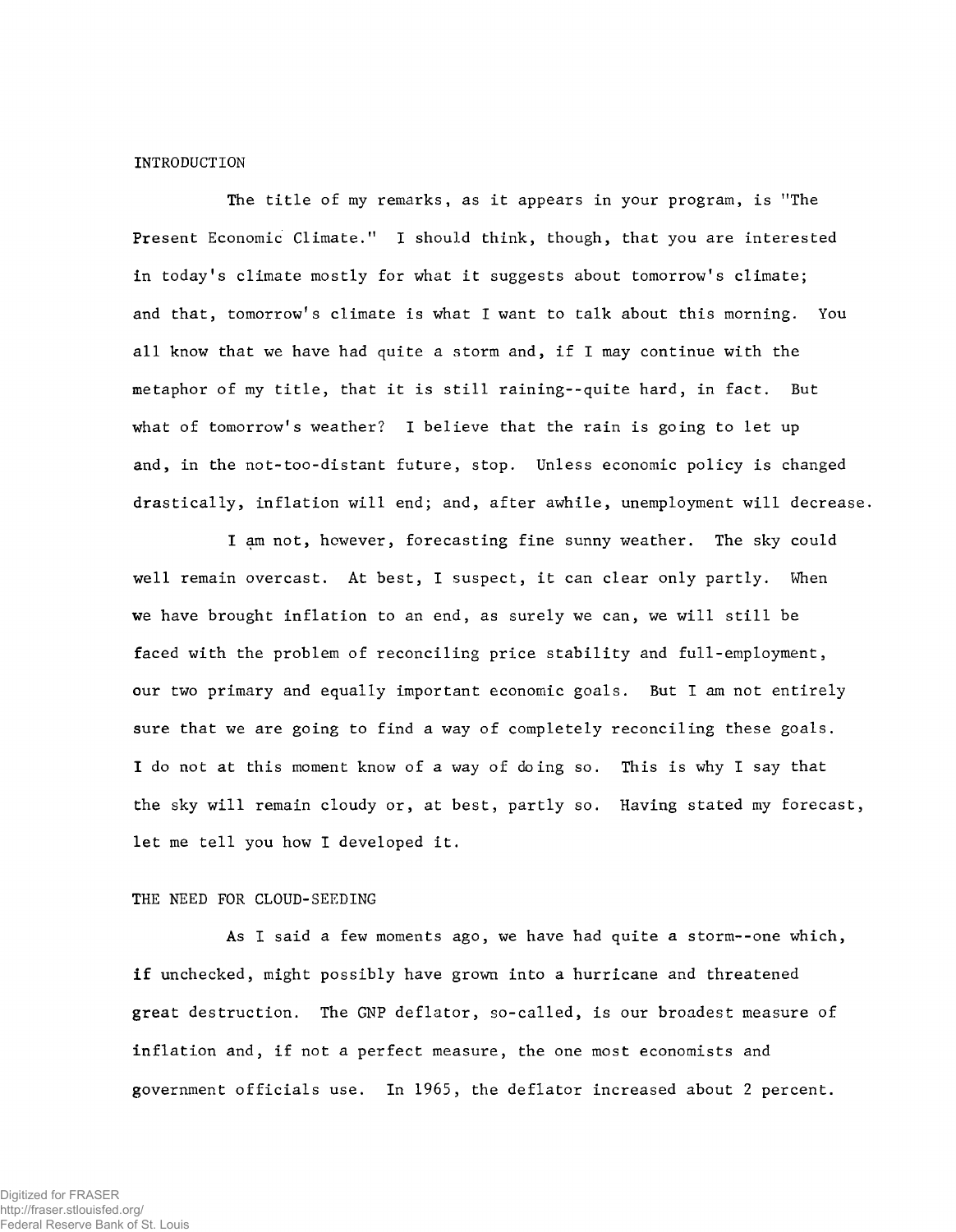INTRODUCTION

The title of my remarks, as it appears in your program, is "The Present Economic Climate." I should think, though, that you are interested in today's climate mostly for what it suggests about tomorrow's climate; and that, tomorrow's climate is what I want to talk about this morning. You all know that we have had quite a storm and, if I may continue with the metaphor of my title, that it is still raining--quite hard, in fact. But what of tomorrow's weather? I believe that the rain is going to let up and, in the not-too-distant future, stop. Unless economic policy is changed drastically, inflation will end; and, after awhile, unemployment will decrease.

I am not, however, forecasting fine sunny weather. The sky could well remain overcast. At best, I suspect, it can clear only partly. When we have brought inflation to an end, as surely we can, we will still be faced with the problem of reconciling price stability and full-employment, our two primary and equally important economic goals. But I am not entirely sure that we are going to find a way of completely reconciling these goals. I do not at this moment know of a way of doing so. This is why I say that the sky will remain cloudy or, at best, partly so. Having stated my forecast, let me tell you how I developed it.

THE NEED FOR CLOUD-SEEDING

As I said a few moments ago, we have had quite a storm--one which, if unchecked, might possibly have grown into a hurricane and threatened great destruction. The GNP deflator, so-called, is our broadest measure of inflation and, if not a perfect measure, the one most economists and government officials use. In 1965, the deflator increased about 2 percent.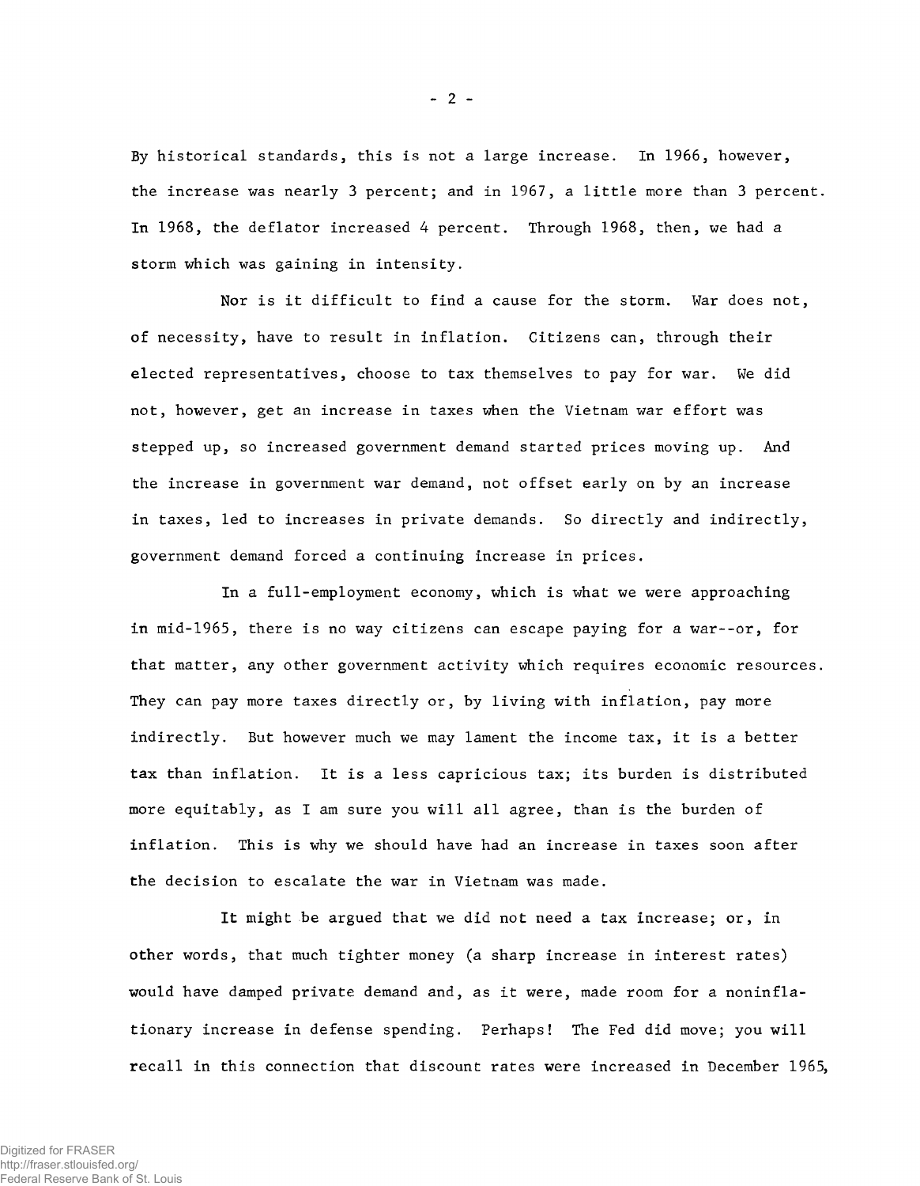By historical standards, this is not a large increase. In 1966, however, the increase was nearly 3 percent; and in 1967, a little more than 3 percent. In 1968, the deflator increased 4 percent. Through 1968, then, we had a storm which was gaining in intensity.

Nor is it difficult to find a cause for the storm. War does not, of necessity, have to result in inflation. Citizens can, through their elected representatives, choose to tax themselves to pay for war. We did not, however, get an increase in taxes when the Vietnam war effort was stepped up, so increased government demand started prices moving up. And the increase in government war demand, not offset early on by an increase in taxes, led to increases in private demands. So directly and indirectly, government demand forced a continuing increase in prices.

In a full-employment economy, which is what we were approaching in mid-1965, there is no way citizens can escape paying for a war--or, for that matter, any other government activity which requires economic resources. They can pay more taxes directly or, by living with inflation, pay more indirectly. But however much we may lament the income tax, it is a better tax than inflation. It is a less capricious tax; its burden is distributed more equitably, as I am sure you will all agree, than is the burden of inflation. This is why we should have had an increase in taxes soon after the decision to escalate the war in Vietnam was made.

It might be argued that we did not need a tax increase; or, in other words, that much tighter money (a sharp increase in interest rates) would have damped private demand and, as it were, made room for a noninflationary increase in defense spending. Perhaps! The Fed did move; you will recall in this connection that discount rates were increased in December 1965,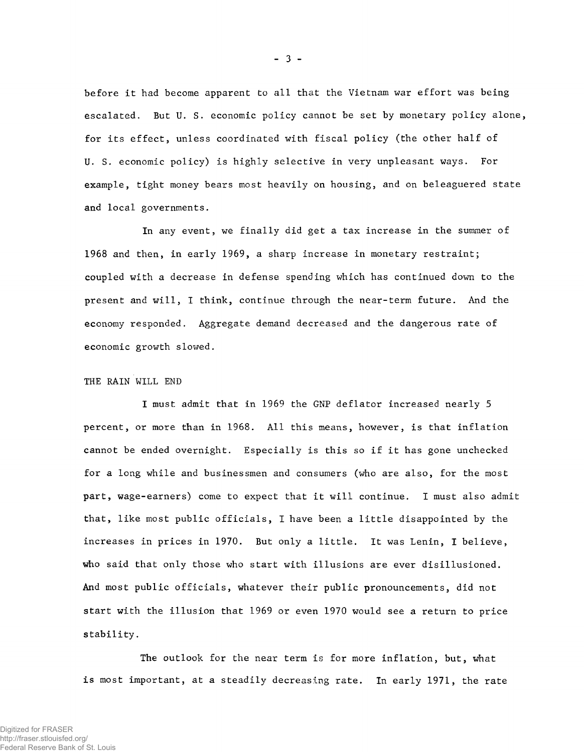before it had become apparent to all that the Vietnam war effort was being escalated. But U. S. economic policy cannot be set by monetary policy alone, for its effect, unless coordinated with fiscal policy (the other half of U. S. economic policy) is highly selective in very unpleasant ways. For example, tight money bears most heavily on housing, and on beleaguered state and local governments.

In any event, we finally did get a tax increase in the summer of 1968 and then, in early 1969, a sharp increase in monetary restraint; coupled with a decrease in defense spending which has continued down to the present and will, I think, continue through the near-term future. And the economy responded. Aggregate demand decreased and the dangerous rate of economic growth slowed.

THE RAIN WILL END

I must admit that in 1969 the GNP deflator increased nearly 5 percent, or more than in 1968. All this means, however, is that inflation cannot be ended overnight. Especially is this so if it has gone unchecked for a long while and businessmen and consumers (who are also, for the most part, wage-earners) come to expect that it will continue. I must also admit that, like most public officials, I have been a little disappointed by the increases in prices in 1970. But only a little. It was Lenin, I believe, who said that only those who start with illusions are ever disillusioned. And most public officials, whatever their public pronouncements, did not start with the illusion that 1969 or even 1970 would see a return to price stability.

The outlook for the near term is for more inflation, but, what is most important, at a steadily decreasing rate. In early 1971, the rate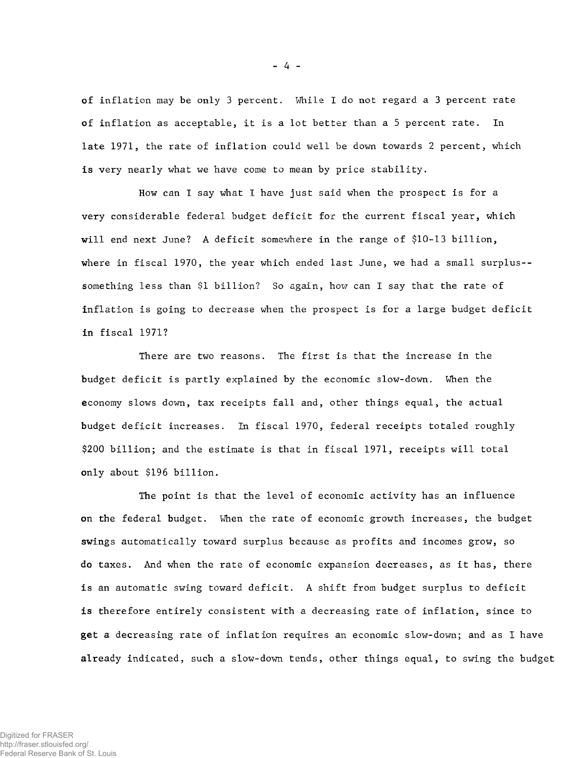of inflation may be only 3 percent. While I do not regard a 3 percent rate of inflation as acceptable, it is a lot better than a 5 percent rate. In late 1971, the rate of inflation could well be down towards 2 percent, which is very nearly what we have come to mean by price stability.

How can I say what I have just said when the prospect is for a very considerable federal budget deficit for the current fiscal year, which will end next June? A deficit somewhere in the range of $10-13 billion, where in fiscal 1970, the year which ended last June, we had a small surplus--something less than $1 billion? So again, how can I say that the rate of inflation is going to decrease when the prospect is for a large budget deficit in fiscal 1971?

There are two reasons. The first is that the increase in the budget deficit is partly explained by the economic slow-down. When the economy slows down, tax receipts fall and, other things equal, the actual budget deficit increases. In fiscal 1970, federal receipts totaled roughly $200 billion; and the estimate is that in fiscal 1971, receipts will total only about $196 billion.

The point is that the level of economic activity has an influence on the federal budget. When the rate of economic growth increases, the budget swings automatically toward surplus because as profits and incomes grow, so do taxes. And when the rate of economic expansion decreases, as it has, there is an automatic swing toward deficit. A shift from budget surplus to deficit is therefore entirely consistent with a decreasing rate of inflation, since to get a decreasing rate of inflation requires an economic slow-down; and as I have already indicated, such a slow-down tends, other things equal, to swing the budget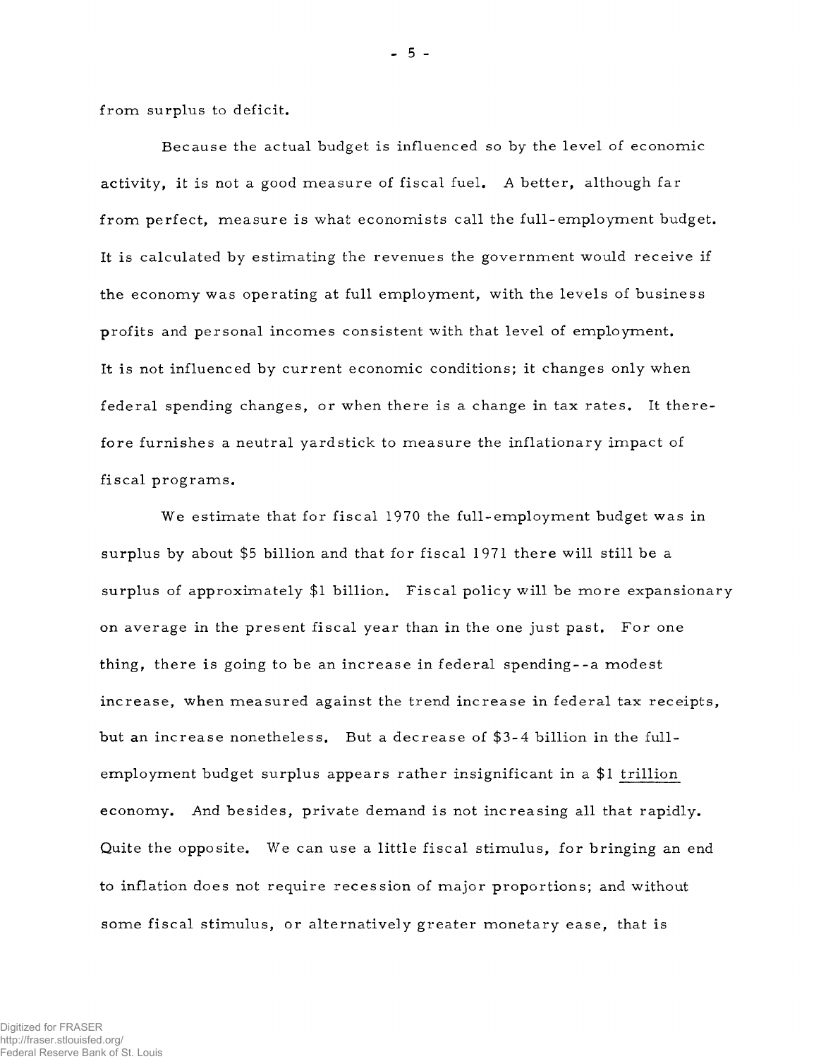from surplus to deficit.

Because the actual budget is influenced so by the level of economic activity, it is not a good measure of fiscal fuel. A better, although far from perfect, measure is what economists call the full-employment budget. It is calculated by estimating the revenues the government would receive if the economy was operating at full employment, with the levels of business profits and personal incomes consistent with that level of employment. It is not influenced by current economic conditions; it changes only when federal spending changes, or when there is a change in tax rates. It therefore furnishes a neutral yardstick to measure the inflationary impact of fiscal programs.

We estimate that for fiscal 1970 the full-employment budget was in surplus by about $5 billion and that for fiscal 1971 there will still be a surplus of approximately $1 billion. Fiscal policy will be more expansionary on average in the present fiscal year than in the one just past. For one thing, there is going to be an increase in federal spending--a modest increase, when measured against the trend increase in federal tax receipts, but an increase nonetheless. But a decrease of $3-4 billion in the full-employment budget surplus appears rather insignificant in a $1 <u>trillion</u> economy. And besides, private demand is not increasing all that rapidly. Quite the opposite. We can use a little fiscal stimulus, for bringing an end to inflation does not require recession of major proportions; and without some fiscal stimulus, or alternatively greater monetary ease, that is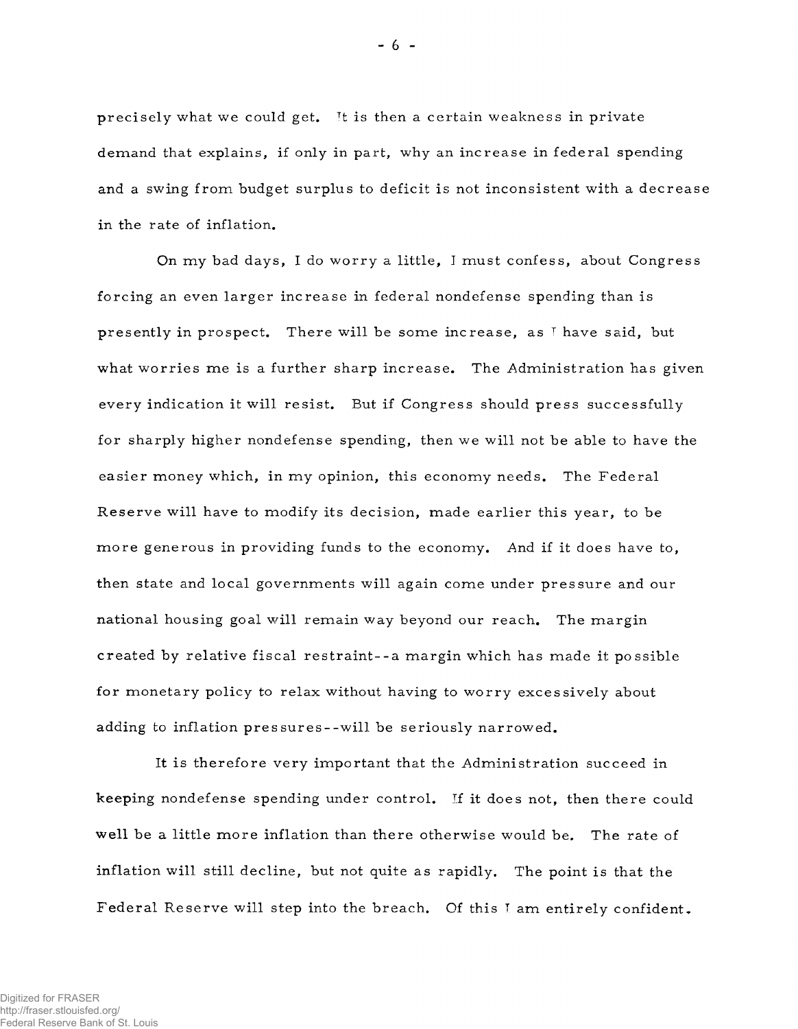precisely what we could get. It is then a certain weakness in private demand that explains, if only in part, why an increase in federal spending and a swing from budget surplus to deficit is not inconsistent with a decrease in the rate of inflation.

On my bad days, I do worry a little, I must confess, about Congress forcing an even larger increase in federal nondefense spending than is presently in prospect. There will be some increase, as I have said, but what worries me is a further sharp increase. The Administration has given every indication it will resist. But if Congress should press successfully for sharply higher nondefense spending, then we will not be able to have the easier money which, in my opinion, this economy needs. The Federal Reserve will have to modify its decision, made earlier this year, to be more generous in providing funds to the economy. And if it does have to, then state and local governments will again come under pressure and our national housing goal will remain way beyond our reach. The margin created by relative fiscal restraint--a margin which has made it possible for monetary policy to relax without having to worry excessively about adding to inflation pressures--will be seriously narrowed.

It is therefore very important that the Administration succeed in keeping nondefense spending under control. If it does not, then there could well be a little more inflation than there otherwise would be. The rate of inflation will still decline, but not quite as rapidly. The point is that the Federal Reserve will step into the breach. Of this I am entirely confident.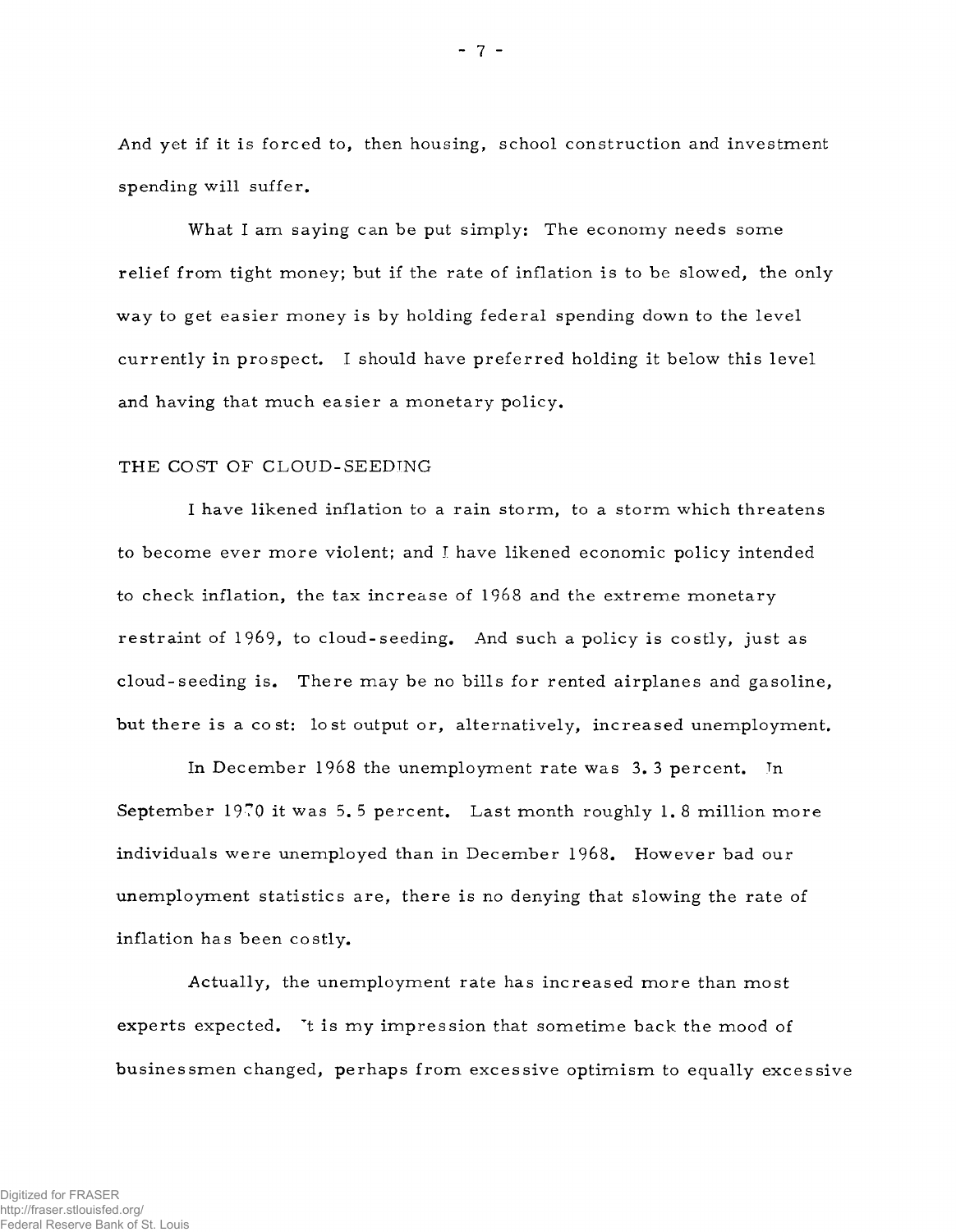And yet if it is forced to, then housing, school construction and investment spending will suffer.

What I am saying can be put simply: The economy needs some relief from tight money; but if the rate of inflation is to be slowed, the only way to get easier money is by holding federal spending down to the level currently in prospect. I should have preferred holding it below this level and having that much easier a monetary policy.

## THE COST OF CLOUD-SEEDING

I have likened inflation to a rain storm, to a storm which threatens to become ever more violent; and I have likened economic policy intended to check inflation, the tax increase of 1968 and the extreme monetary restraint of 1969, to cloud-seeding. And such a policy is costly, just as cloud-seeding is. There may be no bills for rented airplanes and gasoline, but there is a cost: lost output or, alternatively, increased unemployment.

In December 1968 the unemployment rate was 3.3 percent. In September 1970 it was 5.5 percent. Last month roughly 1.8 million more individuals were unemployed than in December 1968. However bad our unemployment statistics are, there is no denying that slowing the rate of inflation has been costly.

Actually, the unemployment rate has increased more than most experts expected. It is my impression that sometime back the mood of businessmen changed, perhaps from excessive optimism to equally excessive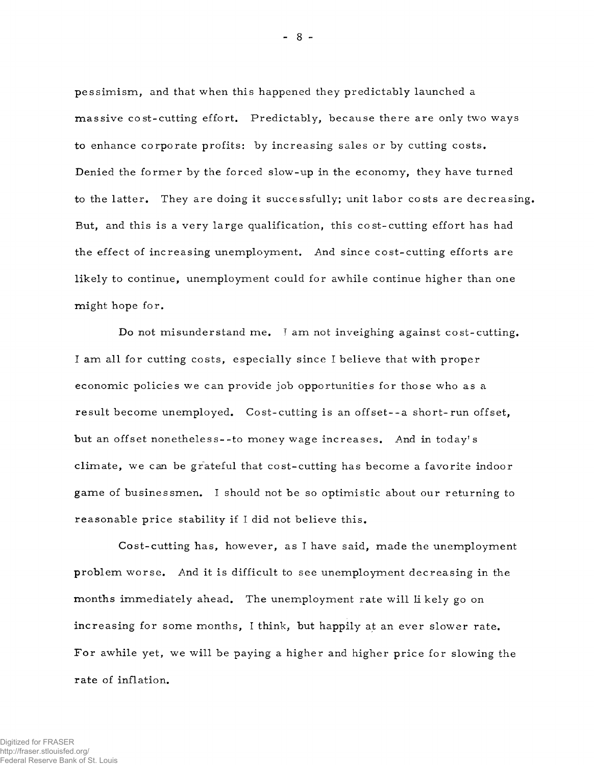pessimism, and that when this happened they predictably launched a massive cost-cutting effort. Predictably, because there are only two ways to enhance corporate profits: by increasing sales or by cutting costs. Denied the former by the forced slow-up in the economy, they have turned to the latter. They are doing it successfully; unit labor costs are decreasing. But, and this is a very large qualification, this cost-cutting effort has had the effect of increasing unemployment. And since cost-cutting efforts are likely to continue, unemployment could for awhile continue higher than one might hope for.

Do not misunderstand me. I am not inveighing against cost-cutting. I am all for cutting costs, especially since I believe that with proper economic policies we can provide job opportunities for those who as a result become unemployed. Cost-cutting is an offset--a short-run offset, but an offset nonetheless--to money wage increases. And in today's climate, we can be grateful that cost-cutting has become a favorite indoor game of businessmen. I should not be so optimistic about our returning to reasonable price stability if I did not believe this.

Cost-cutting has, however, as I have said, made the unemployment problem worse. And it is difficult to see unemployment decreasing in the months immediately ahead. The unemployment rate will likely go on increasing for some months, I think, but happily at an ever slower rate. For awhile yet, we will be paying a higher and higher price for slowing the rate of inflation.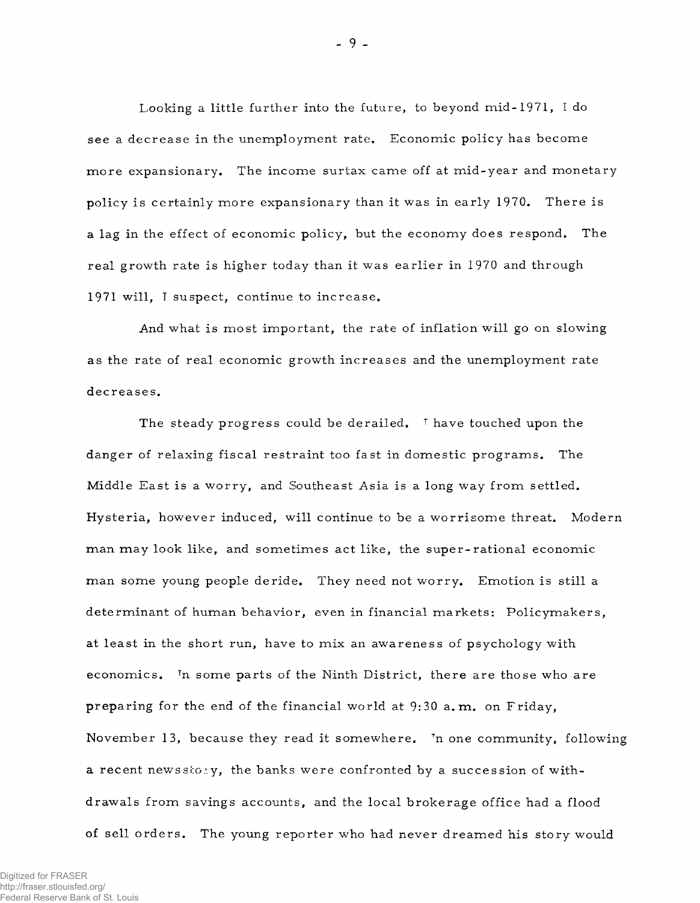Looking a little further into the future, to beyond mid-1971, I do see a decrease in the unemployment rate. Economic policy has become more expansionary. The income surtax came off at mid-year and monetary policy is certainly more expansionary than it was in early 1970. There is a lag in the effect of economic policy, but the economy does respond. The real growth rate is higher today than it was earlier in 1970 and through 1971 will, I suspect, continue to increase.

And what is most important, the rate of inflation will go on slowing as the rate of real economic growth increases and the unemployment rate decreases.

The steady progress could be derailed. I have touched upon the danger of relaxing fiscal restraint too fast in domestic programs. The Middle East is a worry, and Southeast Asia is a long way from settled. Hysteria, however induced, will continue to be a worrisome threat. Modern man may look like, and sometimes act like, the super-rational economic man some young people deride. They need not worry. Emotion is still a determinant of human behavior, even in financial markets: Policymakers, at least in the short run, have to mix an awareness of psychology with economics. In some parts of the Ninth District, there are those who are preparing for the end of the financial world at 9:30 a.m. on Friday, November 13, because they read it somewhere. In one community, following a recent newsstory, the banks were confronted by a succession of withdrawals from savings accounts, and the local brokerage office had a flood of sell orders. The young reporter who had never dreamed his story would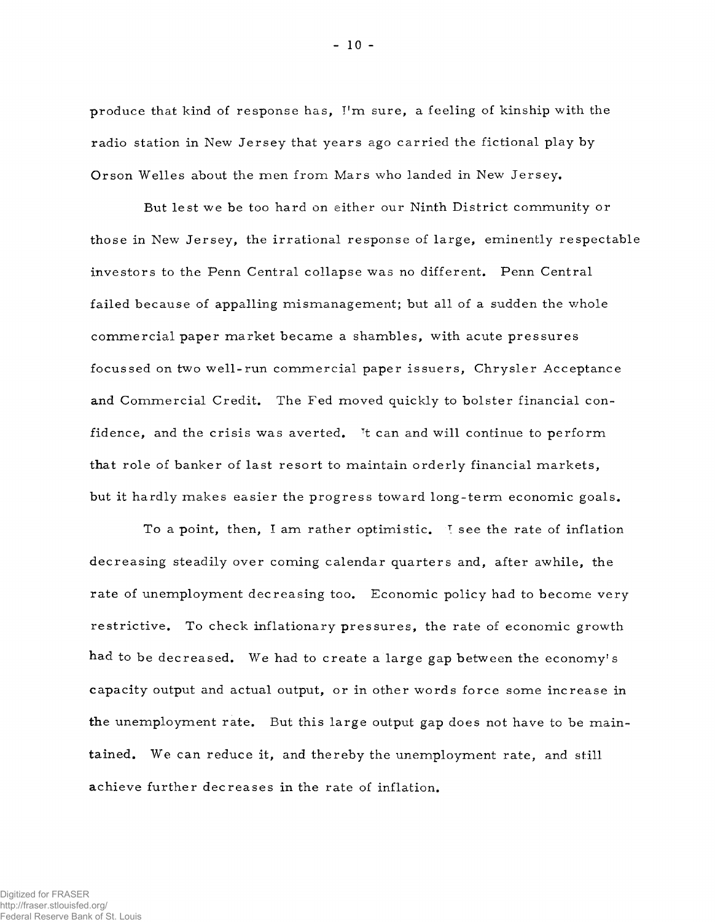produce that kind of response has, I'm sure, a feeling of kinship with the radio station in New Jersey that years ago carried the fictional play by Orson Welles about the men from Mars who landed in New Jersey.

But lest we be too hard on either our Ninth District community or those in New Jersey, the irrational response of large, eminently respectable investors to the Penn Central collapse was no different. Penn Central failed because of appalling mismanagement; but all of a sudden the whole commercial paper market became a shambles, with acute pressures focussed on two well-run commercial paper issuers, Chrysler Acceptance and Commercial Credit. The Fed moved quickly to bolster financial confidence, and the crisis was averted. It can and will continue to perform that role of banker of last resort to maintain orderly financial markets, but it hardly makes easier the progress toward long-term economic goals.

To a point, then, I am rather optimistic. I see the rate of inflation decreasing steadily over coming calendar quarters and, after awhile, the rate of unemployment decreasing too. Economic policy had to become very restrictive. To check inflationary pressures, the rate of economic growth had to be decreased. We had to create a large gap between the economy's capacity output and actual output, or in other words force some increase in the unemployment rate. But this large output gap does not have to be maintained. We can reduce it, and thereby the unemployment rate, and still achieve further decreases in the rate of inflation.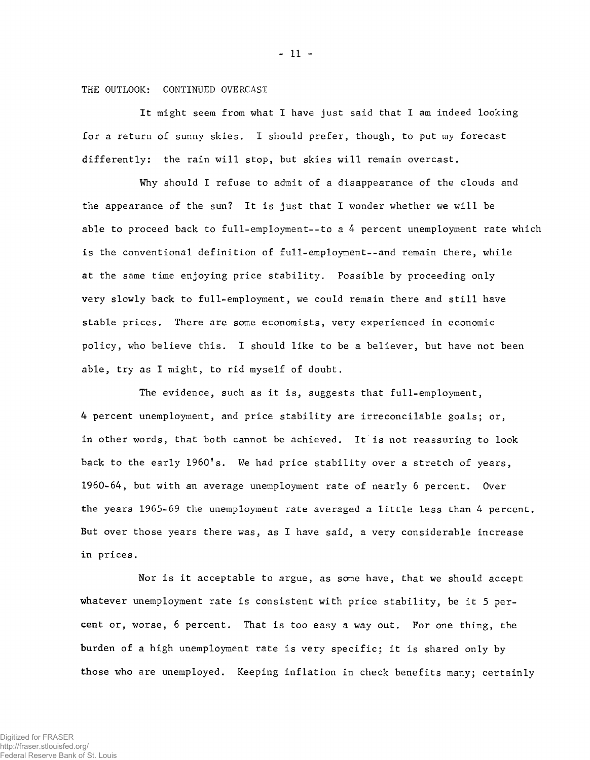THE OUTLOOK: CONTINUED OVERCAST

It might seem from what I have just said that I am indeed looking for a return of sunny skies. I should prefer, though, to put my forecast differently: the rain will stop, but skies will remain overcast.

Why should I refuse to admit of a disappearance of the clouds and the appearance of the sun? It is just that I wonder whether we will be able to proceed back to full-employment--to a 4 percent unemployment rate which is the conventional definition of full-employment--and remain there, while at the same time enjoying price stability. Possible by proceeding only very slowly back to full-employment, we could remain there and still have stable prices. There are some economists, very experienced in economic policy, who believe this. I should like to be a believer, but have not been able, try as I might, to rid myself of doubt.

The evidence, such as it is, suggests that full-employment, 4 percent unemployment, and price stability are irreconcilable goals; or, in other words, that both cannot be achieved. It is not reassuring to look back to the early 1960's. We had price stability over a stretch of years, 1960-64, but with an average unemployment rate of nearly 6 percent. Over the years 1965-69 the unemployment rate averaged a little less than 4 percent. But over those years there was, as I have said, a very considerable increase in prices.

Nor is it acceptable to argue, as some have, that we should accept whatever unemployment rate is consistent with price stability, be it 5 percent or, worse, 6 percent. That is too easy a way out. For one thing, the burden of a high unemployment rate is very specific; it is shared only by those who are unemployed. Keeping inflation in check benefits many; certainly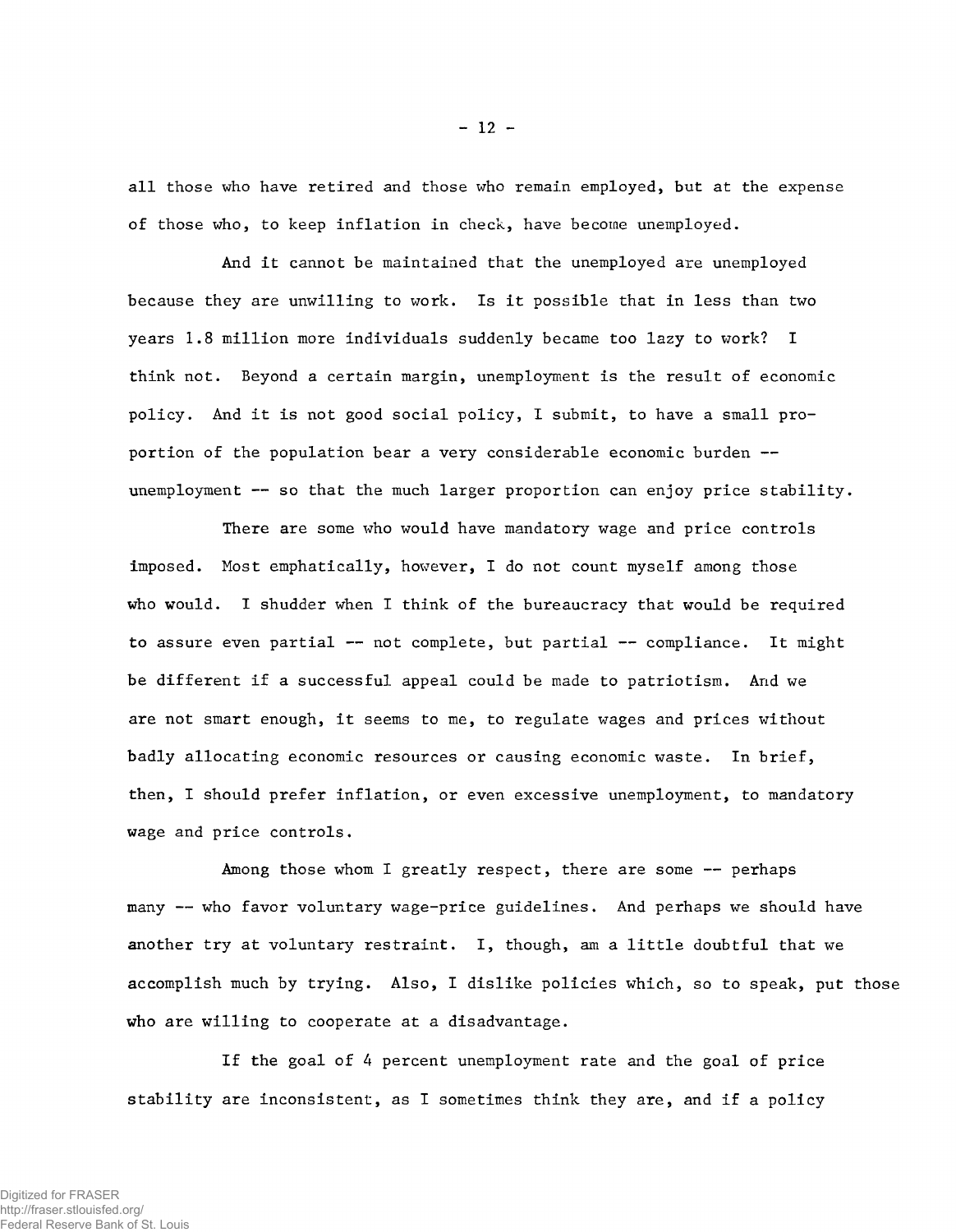all those who have retired and those who remain employed, but at the expense of those who, to keep inflation in check, have become unemployed.

And it cannot be maintained that the unemployed are unemployed because they are unwilling to work. Is it possible that in less than two years 1.8 million more individuals suddenly became too lazy to work? I think not. Beyond a certain margin, unemployment is the result of economic policy. And it is not good social policy, I submit, to have a small proportion of the population bear a very considerable economic burden -- unemployment -- so that the much larger proportion can enjoy price stability.

There are some who would have mandatory wage and price controls imposed. Most emphatically, however, I do not count myself among those who would. I shudder when I think of the bureaucracy that would be required to assure even partial -- not complete, but partial -- compliance. It might be different if a successful appeal could be made to patriotism. And we are not smart enough, it seems to me, to regulate wages and prices without badly allocating economic resources or causing economic waste. In brief, then, I should prefer inflation, or even excessive unemployment, to mandatory wage and price controls.

Among those whom I greatly respect, there are some -- perhaps many -- who favor voluntary wage-price guidelines. And perhaps we should have another try at voluntary restraint. I, though, am a little doubtful that we accomplish much by trying. Also, I dislike policies which, so to speak, put those who are willing to cooperate at a disadvantage.

If the goal of 4 percent unemployment rate and the goal of price stability are inconsistent, as I sometimes think they are, and if a policy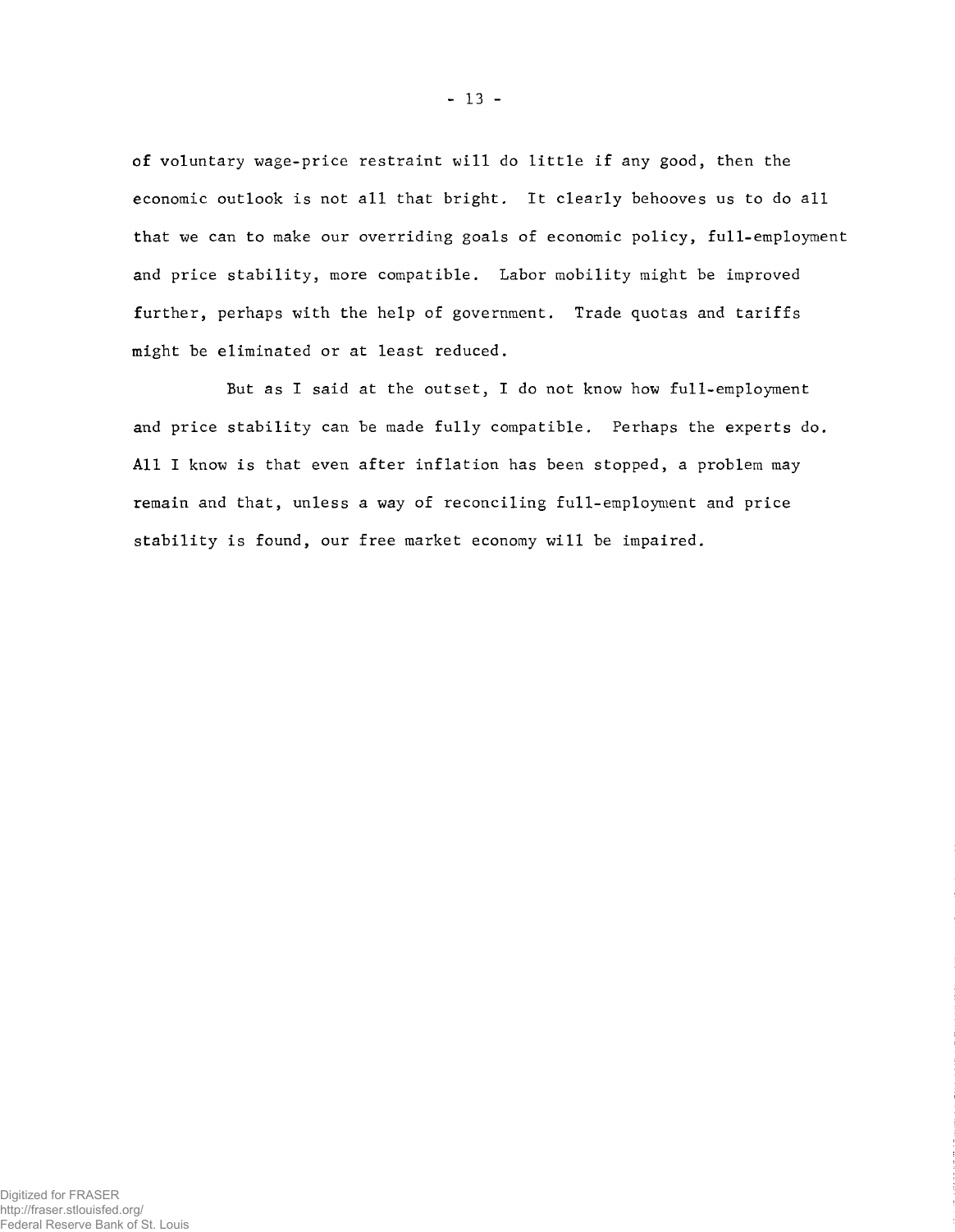of voluntary wage-price restraint will do little if any good, then the economic outlook is not all that bright. It clearly behooves us to do all that we can to make our overriding goals of economic policy, full-employment and price stability, more compatible. Labor mobility might be improved further, perhaps with the help of government. Trade quotas and tariffs might be eliminated or at least reduced.

But as I said at the outset, I do not know how full-employment and price stability can be made fully compatible. Perhaps the experts do. All I know is that even after inflation has been stopped, a problem may remain and that, unless a way of reconciling full-employment and price stability is found, our free market economy will be impaired.